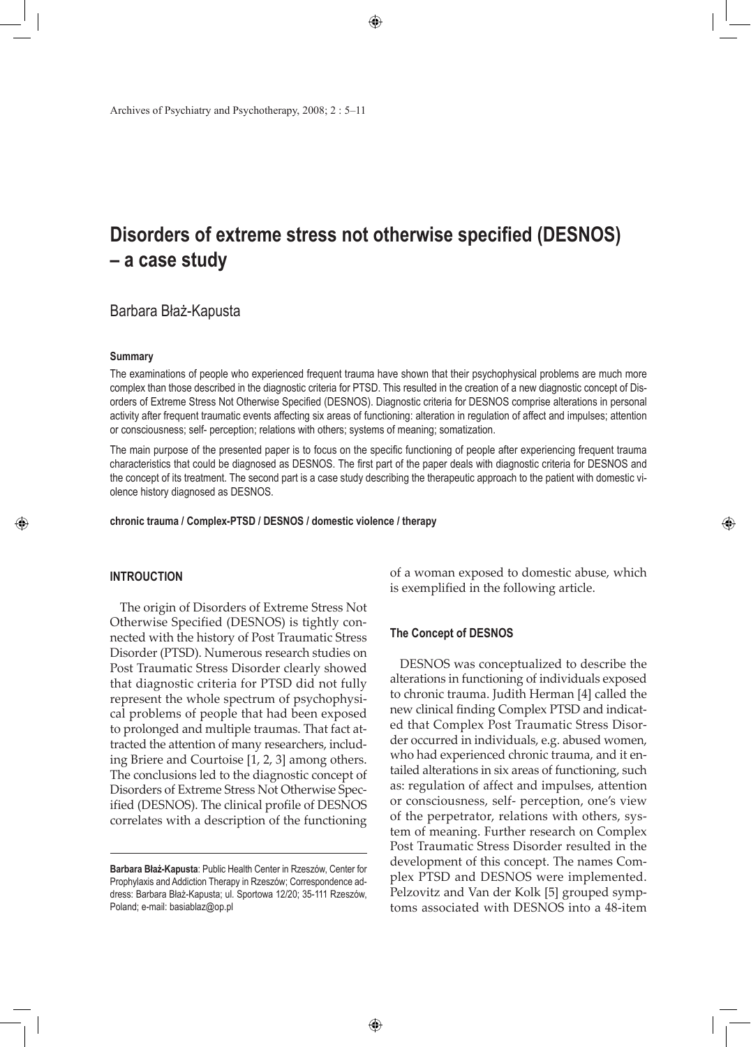# Disorders of extreme stress not otherwise specified (DESNOS) – a case study

Barbara Błaż-Kapusta

**Summary**

The examinations of people who experienced frequent trauma have shown that their psychophysical problems are much more complex than those described in the diagnostic criteria for PTSD. This resulted in the creation of a new diagnostic concept of Disorders of Extreme Stress Not Otherwise Specified (DESNOS). Diagnostic criteria for DESNOS comprise alterations in personal activity after frequent traumatic events affecting six areas of functioning: alteration in regulation of affect and impulses; attention or consciousness; self- perception; relations with others; systems of meaning; somatization.

The main purpose of the presented paper is to focus on the specific functioning of people after experiencing frequent trauma characteristics that could be diagnosed as DESNOS. The first part of the paper deals with diagnostic criteria for DESNOS and the concept of its treatment. The second part is a case study describing the therapeutic approach to the patient with domestic violence history diagnosed as DESNOS.

**chronic trauma / Complex-PTSD / DESNOS / domestic violence / therapy**

## INTROUCTION

The origin of Disorders of Extreme Stress Not Otherwise Specified (DESNOS) is tightly connected with the history of Post Traumatic Stress Disorder (PTSD). Numerous research studies on Post Traumatic Stress Disorder clearly showed that diagnostic criteria for PTSD did not fully represent the whole spectrum of psychophysical problems of people that had been exposed to prolonged and multiple traumas. That fact attracted the attention of many researchers, including Briere and Courtoise [1, 2, 3] among others. The conclusions led to the diagnostic concept of Disorders of Extreme Stress Not Otherwise Specified (DESNOS). The clinical profile of DESNOS correlates with a description of the functioning of a woman exposed to domestic abuse, which is exemplified in the following article.

**Barbara Błaż-Kapusta**: Public Health Center in Rzeszów, Center for Prophylaxis and Addiction Therapy in Rzeszów; Correspondence address: Barbara Błaż-Kapusta; ul. Sportowa 12/20; 35-111 Rzeszów, Poland; e-mail: basiablaz@op.pl

## The Concept of DESNOS

DESNOS was conceptualized to describe the alterations in functioning of individuals exposed to chronic trauma. Judith Herman [4] called the new clinical finding Complex PTSD and indicated that Complex Post Traumatic Stress Disorder occurred in individuals, e.g. abused women, who had experienced chronic trauma, and it entailed alterations in six areas of functioning, such as: regulation of affect and impulses, attention or consciousness, self- perception, one's view of the perpetrator, relations with others, system of meaning. Further research on Complex Post Traumatic Stress Disorder resulted in the development of this concept. The names Complex PTSD and DESNOS were implemented. Pelzovitz and Van der Kolk [5] grouped symptoms associated with DESNOS into a 48-item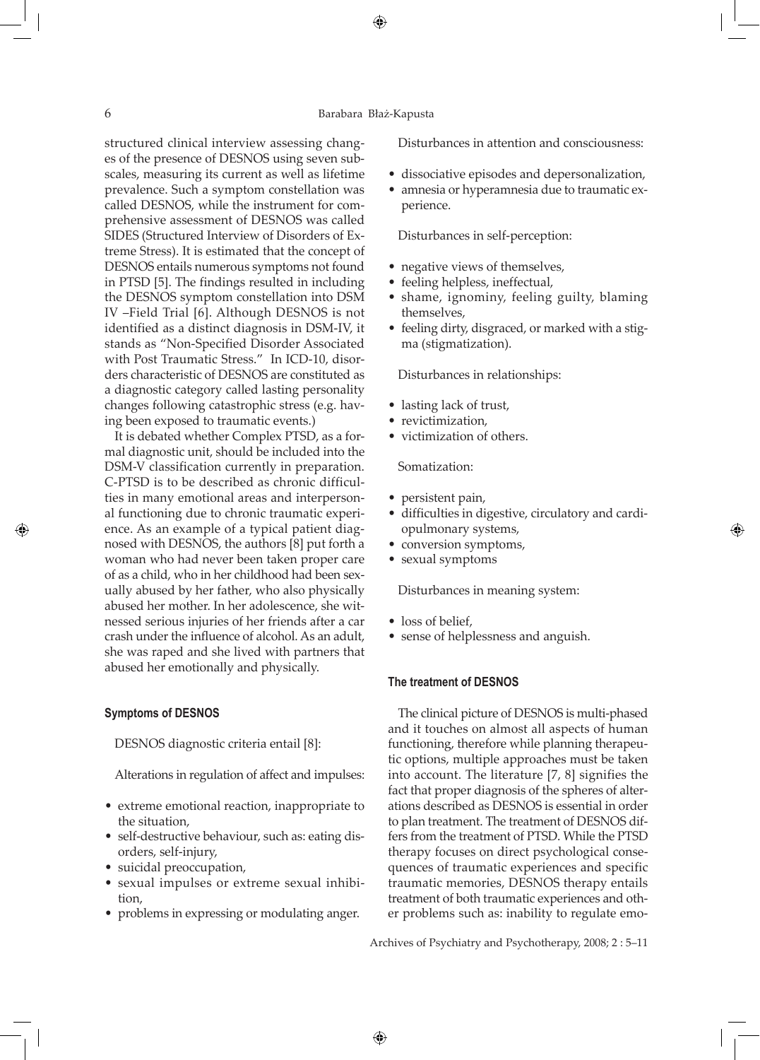structured clinical interview assessing changes of the presence of DESNOS using seven subscales, measuring its current as well as lifetime prevalence. Such a symptom constellation was called DESNOS, while the instrument for comprehensive assessment of DESNOS was called SIDES (Structured Interview of Disorders of Extreme Stress). It is estimated that the concept of DESNOS entails numerous symptoms not found in PTSD [5]. The findings resulted in including the DESNOS symptom constellation into DSM IV –Field Trial [6]. Although DESNOS is not identified as a distinct diagnosis in DSM-IV, it stands as "Non-Specified Disorder Associated with Post Traumatic Stress." In ICD-10, disorders characteristic of DESNOS are constituted as a diagnostic category called lasting personality changes following catastrophic stress (e.g. having been exposed to traumatic events.)

It is debated whether Complex PTSD, as a formal diagnostic unit, should be included into the DSM-V classification currently in preparation. C-PTSD is to be described as chronic difficulties in many emotional areas and interpersonal functioning due to chronic traumatic experience. As an example of a typical patient diagnosed with DESNOS, the authors [8] put forth a woman who had never been taken proper care of as a child, who in her childhood had been sexually abused by her father, who also physically abused her mother. In her adolescence, she witnessed serious injuries of her friends after a car crash under the influence of alcohol. As an adult, she was raped and she lived with partners that abused her emotionally and physically.

### Symptoms of DESNOS

DESNOS diagnostic criteria entail [8]:

Alterations in regulation of affect and impulses:

- extreme emotional reaction, inappropriate to the situation,
- self-destructive behaviour, such as: eating disorders, self-injury,
- suicidal preoccupation,
- sexual impulses or extreme sexual inhibition,
- problems in expressing or modulating anger.

Disturbances in attention and consciousness:

- dissociative episodes and depersonalization,
- amnesia or hyperamnesia due to traumatic experience.

Disturbances in self-perception:

- negative views of themselves,
- feeling helpless, ineffectual,
- shame, ignominy, feeling guilty, blaming themselves,
- feeling dirty, disgraced, or marked with a stigma (stigmatization).

Disturbances in relationships:

- lasting lack of trust,
- revictimization,
- victimization of others.

Somatization:

- persistent pain,
- difficulties in digestive, circulatory and cardiopulmonary systems,
- conversion symptoms,
- sexual symptoms

Disturbances in meaning system:

- loss of belief,
- sense of helplessness and anguish.

### The treatment of DESNOS

The clinical picture of DESNOS is multi-phased and it touches on almost all aspects of human functioning, therefore while planning therapeutic options, multiple approaches must be taken into account. The literature [7, 8] signifies the fact that proper diagnosis of the spheres of alterations described as DESNOS is essential in order to plan treatment. The treatment of DESNOS differs from the treatment of PTSD. While the PTSD therapy focuses on direct psychological consequences of traumatic experiences and specific traumatic memories, DESNOS therapy entails treatment of both traumatic experiences and other problems such as: inability to regulate emo-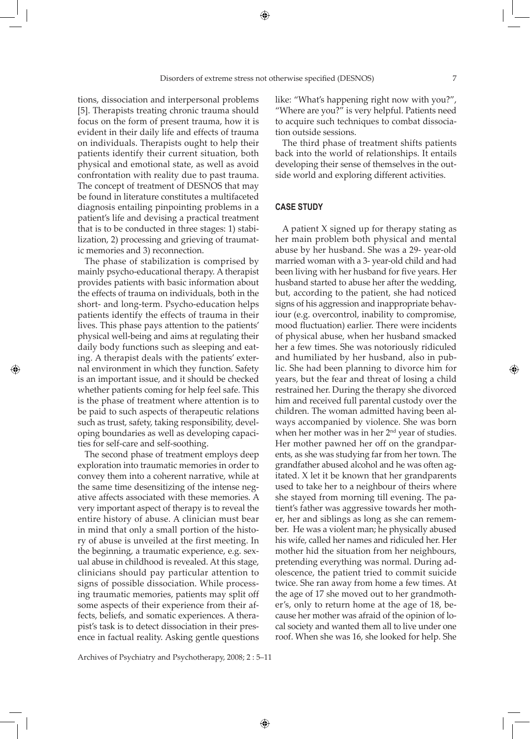tions, dissociation and interpersonal problems [5]. Therapists treating chronic trauma should focus on the form of present trauma, how it is evident in their daily life and effects of trauma on individuals. Therapists ought to help their patients identify their current situation, both physical and emotional state, as well as avoid confrontation with reality due to past trauma. The concept of treatment of DESNOS that may be found in literature constitutes a multifaceted diagnosis entailing pinpointing problems in a patient's life and devising a practical treatment that is to be conducted in three stages: 1) stabilization, 2) processing and grieving of traumatic memories and 3) reconnection.

The phase of stabilization is comprised by mainly psycho-educational therapy. A therapist provides patients with basic information about the effects of trauma on individuals, both in the short- and long-term. Psycho-education helps patients identify the effects of trauma in their lives. This phase pays attention to the patients' physical well-being and aims at regulating their daily body functions such as sleeping and eating. A therapist deals with the patients' external environment in which they function. Safety is an important issue, and it should be checked whether patients coming for help feel safe. This is the phase of treatment where attention is to be paid to such aspects of therapeutic relations such as trust, safety, taking responsibility, developing boundaries as well as developing capacities for self-care and self-soothing.

The second phase of treatment employs deep exploration into traumatic memories in order to convey them into a coherent narrative, while at the same time desensitizing of the intense negative affects associated with these memories. A very important aspect of therapy is to reveal the entire history of abuse. A clinician must bear in mind that only a small portion of the history of abuse is unveiled at the first meeting. In the beginning, a traumatic experience, e.g. sexual abuse in childhood is revealed. At this stage, clinicians should pay particular attention to signs of possible dissociation. While processing traumatic memories, patients may split off some aspects of their experience from their affects, beliefs, and somatic experiences. A therapist's task is to detect dissociation in their presence in factual reality. Asking gentle questions like: "What's happening right now with you?", "Where are you?" is very helpful. Patients need to acquire such techniques to combat dissociation outside sessions.

The third phase of treatment shifts patients back into the world of relationships. It entails developing their sense of themselves in the outside world and exploring different activities.

## CASE STUDY

A patient X signed up for therapy stating as her main problem both physical and mental abuse by her husband. She was a 29- year-old married woman with a 3- year-old child and had been living with her husband for five years. Her husband started to abuse her after the wedding, but, according to the patient, she had noticed signs of his aggression and inappropriate behaviour (e.g. overcontrol, inability to compromise, mood fluctuation) earlier. There were incidents of physical abuse, when her husband smacked her a few times. She was notoriously ridiculed and humiliated by her husband, also in public. She had been planning to divorce him for years, but the fear and threat of losing a child restrained her. During the therapy she divorced him and received full parental custody over the children. The woman admitted having been always accompanied by violence. She was born when her mother was in her 2nd year of studies. Her mother pawned her off on the grandparents, as she was studying far from her town. The grandfather abused alcohol and he was often agitated. X let it be known that her grandparents used to take her to a neighbour of theirs where she stayed from morning till evening. The patient's father was aggressive towards her mother, her and siblings as long as she can remember. He was a violent man; he physically abused his wife, called her names and ridiculed her. Her mother hid the situation from her neighbours, pretending everything was normal. During adolescence, the patient tried to commit suicide twice. She ran away from home a few times. At the age of 17 she moved out to her grandmother's, only to return home at the age of 18, because her mother was afraid of the opinion of local society and wanted them all to live under one roof. When she was 16, she looked for help. She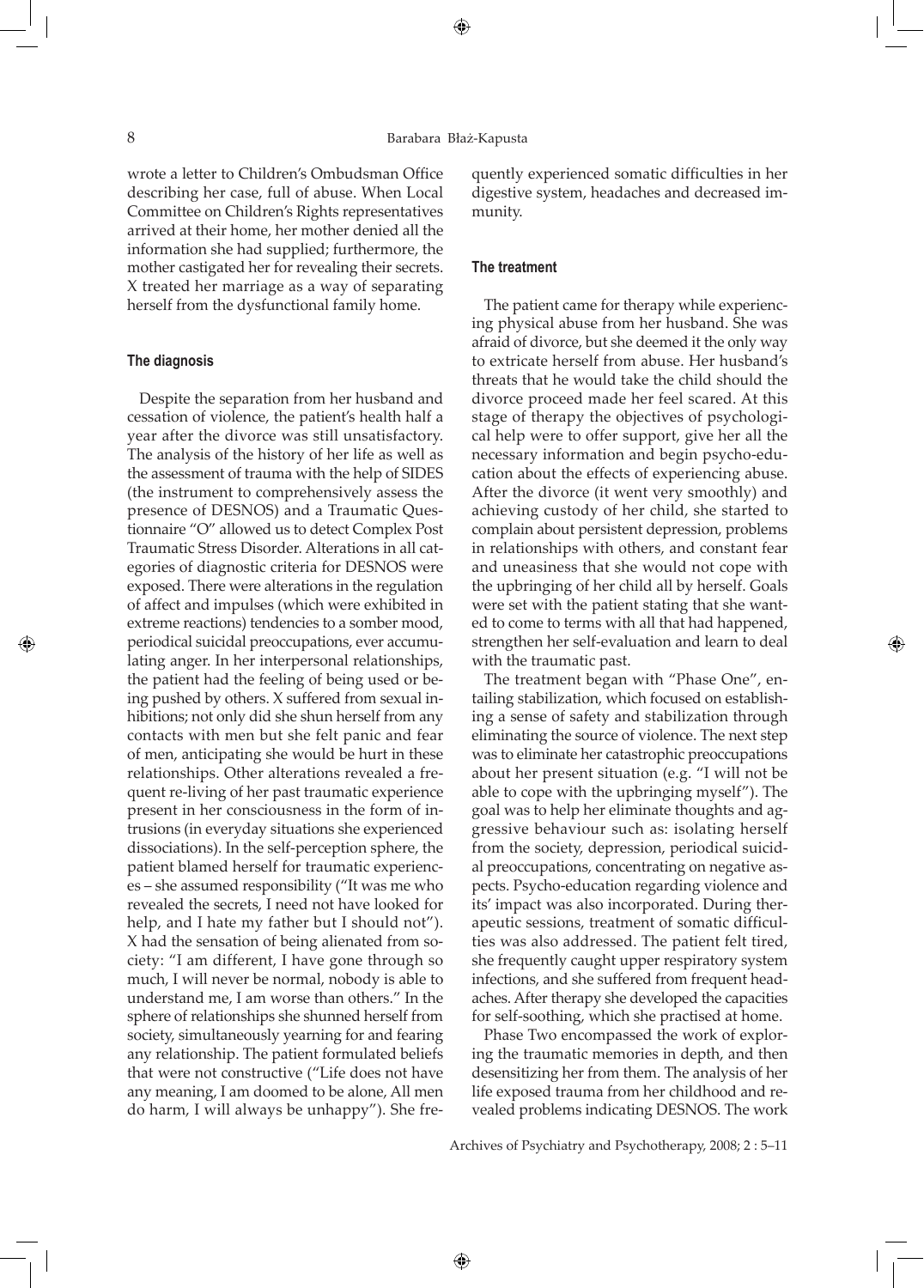wrote a letter to Children's Ombudsman Office describing her case, full of abuse. When Local Committee on Children's Rights representatives arrived at their home, her mother denied all the information she had supplied; furthermore, the mother castigated her for revealing their secrets. X treated her marriage as a way of separating herself from the dysfunctional family home.

### The diagnosis

Despite the separation from her husband and cessation of violence, the patient's health half a year after the divorce was still unsatisfactory. The analysis of the history of her life as well as the assessment of trauma with the help of SIDES (the instrument to comprehensively assess the presence of DESNOS) and a Traumatic Questionnaire "O" allowed us to detect Complex Post Traumatic Stress Disorder. Alterations in all categories of diagnostic criteria for DESNOS were exposed. There were alterations in the regulation of affect and impulses (which were exhibited in extreme reactions) tendencies to a somber mood, periodical suicidal preoccupations, ever accumulating anger. In her interpersonal relationships, the patient had the feeling of being used or being pushed by others. X suffered from sexual inhibitions; not only did she shun herself from any contacts with men but she felt panic and fear of men, anticipating she would be hurt in these relationships. Other alterations revealed a frequent re-living of her past traumatic experience present in her consciousness in the form of intrusions (in everyday situations she experienced dissociations). In the self-perception sphere, the patient blamed herself for traumatic experiences – she assumed responsibility ("It was me who revealed the secrets, I need not have looked for help, and I hate my father but I should not"). X had the sensation of being alienated from society: "I am different, I have gone through so much, I will never be normal, nobody is able to understand me, I am worse than others." In the sphere of relationships she shunned herself from society, simultaneously yearning for and fearing any relationship. The patient formulated beliefs that were not constructive ("Life does not have any meaning, I am doomed to be alone, All men do harm, I will always be unhappy"). She frequently experienced somatic difficulties in her digestive system, headaches and decreased immunity.

### The treatment

The patient came for therapy while experiencing physical abuse from her husband. She was afraid of divorce, but she deemed it the only way to extricate herself from abuse. Her husband's threats that he would take the child should the divorce proceed made her feel scared. At this stage of therapy the objectives of psychological help were to offer support, give her all the necessary information and begin psycho-education about the effects of experiencing abuse. After the divorce (it went very smoothly) and achieving custody of her child, she started to complain about persistent depression, problems in relationships with others, and constant fear and uneasiness that she would not cope with the upbringing of her child all by herself. Goals were set with the patient stating that she wanted to come to terms with all that had happened, strengthen her self-evaluation and learn to deal with the traumatic past.

The treatment began with "Phase One", entailing stabilization, which focused on establishing a sense of safety and stabilization through eliminating the source of violence. The next step was to eliminate her catastrophic preoccupations about her present situation (e.g. "I will not be able to cope with the upbringing myself"). The goal was to help her eliminate thoughts and aggressive behaviour such as: isolating herself from the society, depression, periodical suicidal preoccupations, concentrating on negative aspects. Psycho-education regarding violence and its' impact was also incorporated. During therapeutic sessions, treatment of somatic difficulties was also addressed. The patient felt tired, she frequently caught upper respiratory system infections, and she suffered from frequent headaches. After therapy she developed the capacities for self-soothing, which she practised at home.

Phase Two encompassed the work of exploring the traumatic memories in depth, and then desensitizing her from them. The analysis of her life exposed trauma from her childhood and revealed problems indicating DESNOS. The work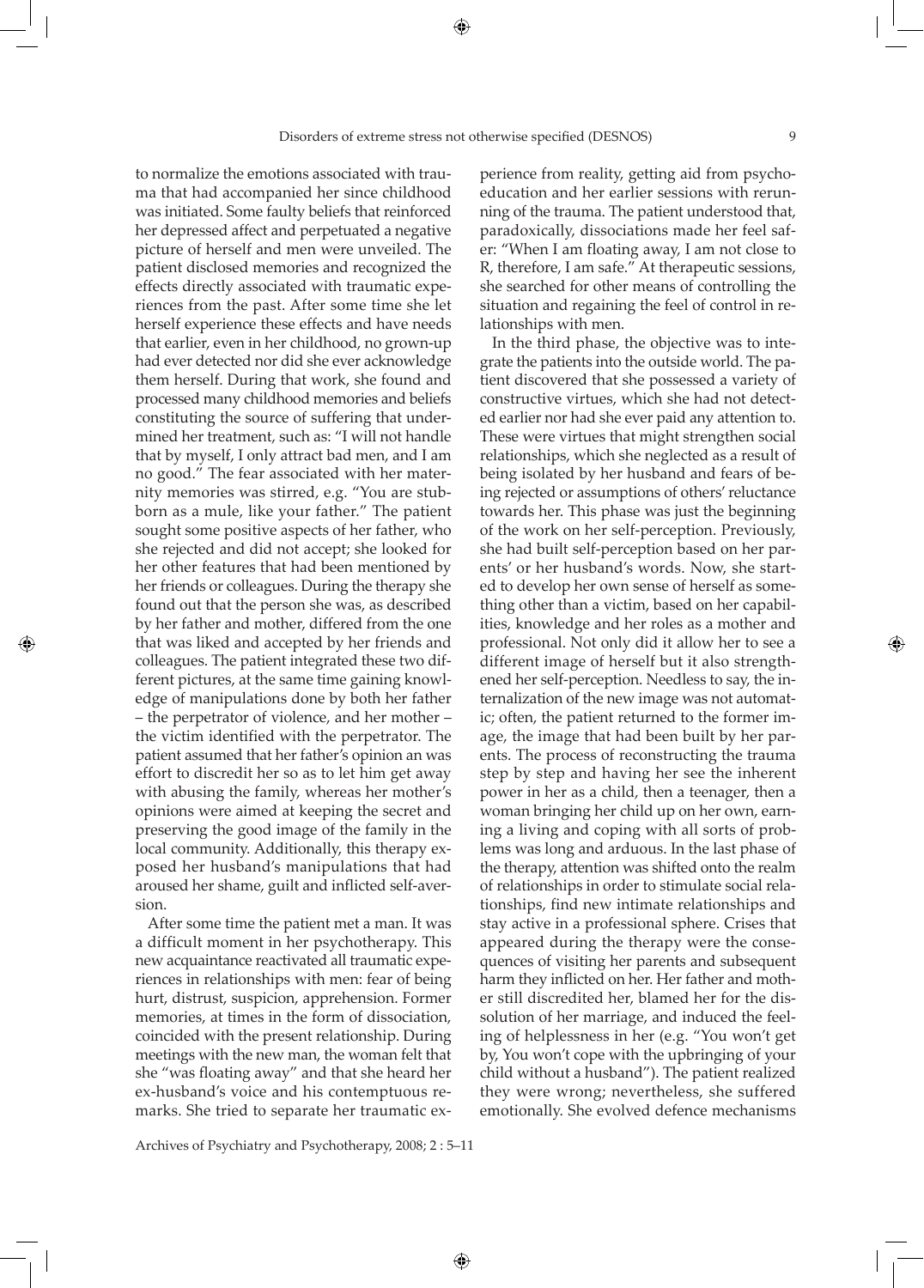to normalize the emotions associated with trauma that had accompanied her since childhood was initiated. Some faulty beliefs that reinforced her depressed affect and perpetuated a negative picture of herself and men were unveiled. The patient disclosed memories and recognized the effects directly associated with traumatic experiences from the past. After some time she let herself experience these effects and have needs that earlier, even in her childhood, no grown-up had ever detected nor did she ever acknowledge them herself. During that work, she found and processed many childhood memories and beliefs constituting the source of suffering that undermined her treatment, such as: "I will not handle that by myself, I only attract bad men, and I am no good." The fear associated with her maternity memories was stirred, e.g. "You are stubborn as a mule, like your father." The patient sought some positive aspects of her father, who she rejected and did not accept; she looked for her other features that had been mentioned by her friends or colleagues. During the therapy she found out that the person she was, as described by her father and mother, differed from the one that was liked and accepted by her friends and colleagues. The patient integrated these two different pictures, at the same time gaining knowledge of manipulations done by both her father – the perpetrator of violence, and her mother – the victim identified with the perpetrator. The patient assumed that her father's opinion an was effort to discredit her so as to let him get away with abusing the family, whereas her mother's opinions were aimed at keeping the secret and preserving the good image of the family in the local community. Additionally, this therapy exposed her husband's manipulations that had aroused her shame, guilt and inflicted self-aversion.

After some time the patient met a man. It was a difficult moment in her psychotherapy. This new acquaintance reactivated all traumatic experiences in relationships with men: fear of being hurt, distrust, suspicion, apprehension. Former memories, at times in the form of dissociation, coincided with the present relationship. During meetings with the new man, the woman felt that she "was floating away" and that she heard her ex-husband's voice and his contemptuous remarks. She tried to separate her traumatic experience from reality, getting aid from psychoeducation and her earlier sessions with rerunning of the trauma. The patient understood that, paradoxically, dissociations made her feel safer: "When I am floating away, I am not close to R, therefore, I am safe." At therapeutic sessions, she searched for other means of controlling the situation and regaining the feel of control in relationships with men.

In the third phase, the objective was to integrate the patients into the outside world. The patient discovered that she possessed a variety of constructive virtues, which she had not detected earlier nor had she ever paid any attention to. These were virtues that might strengthen social relationships, which she neglected as a result of being isolated by her husband and fears of being rejected or assumptions of others' reluctance towards her. This phase was just the beginning of the work on her self-perception. Previously, she had built self-perception based on her parents' or her husband's words. Now, she started to develop her own sense of herself as something other than a victim, based on her capabilities, knowledge and her roles as a mother and professional. Not only did it allow her to see a different image of herself but it also strengthened her self-perception. Needless to say, the internalization of the new image was not automatic; often, the patient returned to the former image, the image that had been built by her parents. The process of reconstructing the trauma step by step and having her see the inherent power in her as a child, then a teenager, then a woman bringing her child up on her own, earning a living and coping with all sorts of problems was long and arduous. In the last phase of the therapy, attention was shifted onto the realm of relationships in order to stimulate social relationships, find new intimate relationships and stay active in a professional sphere. Crises that appeared during the therapy were the consequences of visiting her parents and subsequent harm they inflicted on her. Her father and mother still discredited her, blamed her for the dissolution of her marriage, and induced the feeling of helplessness in her (e.g. "You won't get by, You won't cope with the upbringing of your child without a husband"). The patient realized they were wrong; nevertheless, she suffered emotionally. She evolved defence mechanisms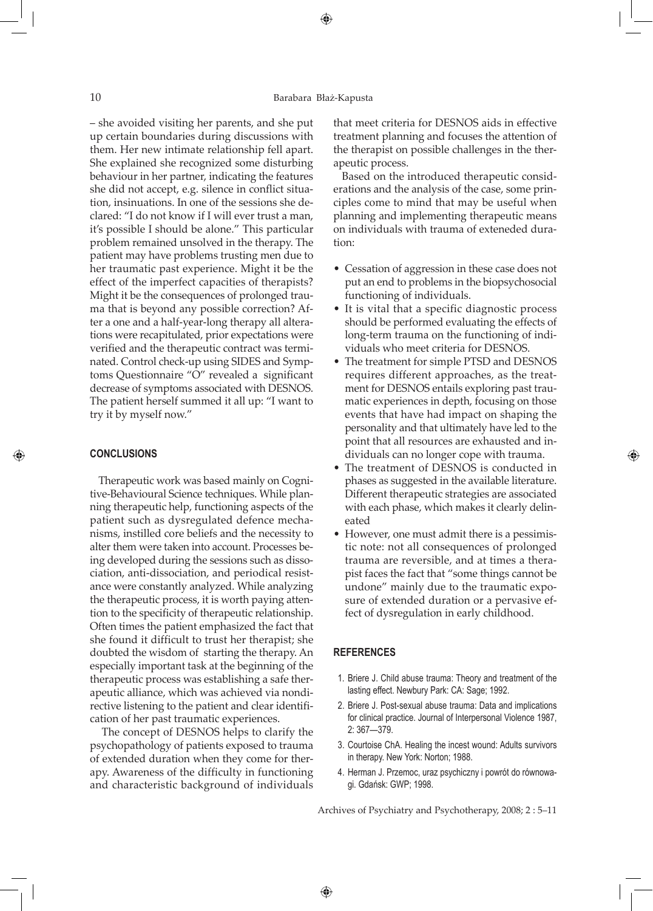– she avoided visiting her parents, and she put up certain boundaries during discussions with them. Her new intimate relationship fell apart. She explained she recognized some disturbing behaviour in her partner, indicating the features she did not accept, e.g. silence in conflict situation, insinuations. In one of the sessions she declared: "I do not know if I will ever trust a man, it's possible I should be alone." This particular problem remained unsolved in the therapy. The patient may have problems trusting men due to her traumatic past experience. Might it be the effect of the imperfect capacities of therapists? Might it be the consequences of prolonged trauma that is beyond any possible correction? After a one and a half-year-long therapy all alterations were recapitulated, prior expectations were verified and the therapeutic contract was terminated. Control check-up using SIDES and Symptoms Questionnaire "O" revealed a significant decrease of symptoms associated with DESNOS. The patient herself summed it all up: "I want to try it by myself now."

## CONCLUSIONS

Therapeutic work was based mainly on Cognitive-Behavioural Science techniques. While planning therapeutic help, functioning aspects of the patient such as dysregulated defence mechanisms, instilled core beliefs and the necessity to alter them were taken into account. Processes being developed during the sessions such as dissociation, anti-dissociation, and periodical resistance were constantly analyzed. While analyzing the therapeutic process, it is worth paying attention to the specificity of therapeutic relationship. Often times the patient emphasized the fact that she found it difficult to trust her therapist; she doubted the wisdom of starting the therapy. An especially important task at the beginning of the therapeutic process was establishing a safe therapeutic alliance, which was achieved via nondirective listening to the patient and clear identification of her past traumatic experiences.

The concept of DESNOS helps to clarify the psychopathology of patients exposed to trauma of extended duration when they come for therapy. Awareness of the difficulty in functioning and characteristic background of individuals that meet criteria for DESNOS aids in effective treatment planning and focuses the attention of the therapist on possible challenges in the therapeutic process.

Based on the introduced therapeutic considerations and the analysis of the case, some principles come to mind that may be useful when planning and implementing therapeutic means on individuals with trauma of exteneded duration:

- Cessation of aggression in these case does not put an end to problems in the biopsychosocial functioning of individuals.
- It is vital that a specific diagnostic process should be performed evaluating the effects of long-term trauma on the functioning of individuals who meet criteria for DESNOS.
- The treatment for simple PTSD and DESNOS requires different approaches, as the treatment for DESNOS entails exploring past traumatic experiences in depth, focusing on those events that have had impact on shaping the personality and that ultimately have led to the point that all resources are exhausted and individuals can no longer cope with trauma.
- The treatment of DESNOS is conducted in phases as suggested in the available literature. Different therapeutic strategies are associated with each phase, which makes it clearly delineated
- However, one must admit there is a pessimistic note: not all consequences of prolonged trauma are reversible, and at times a therapist faces the fact that "some things cannot be undone" mainly due to the traumatic exposure of extended duration or a pervasive effect of dysregulation in early childhood.

## REFERENCES

1. Briere J. Child abuse trauma: Theory and treatment of the lasting effect. Newbury Park: CA: Sage; 1992.
2. Briere J. Post-sexual abuse trauma: Data and implications for clinical practice. Journal of Interpersonal Violence 1987, 2: 367—379.
3. Courtoise ChA. Healing the incest wound: Adults survivors in therapy. New York: Norton; 1988.
4. Herman J. Przemoc, uraz psychiczny i powrót do równowagi. Gdańsk: GWP; 1998.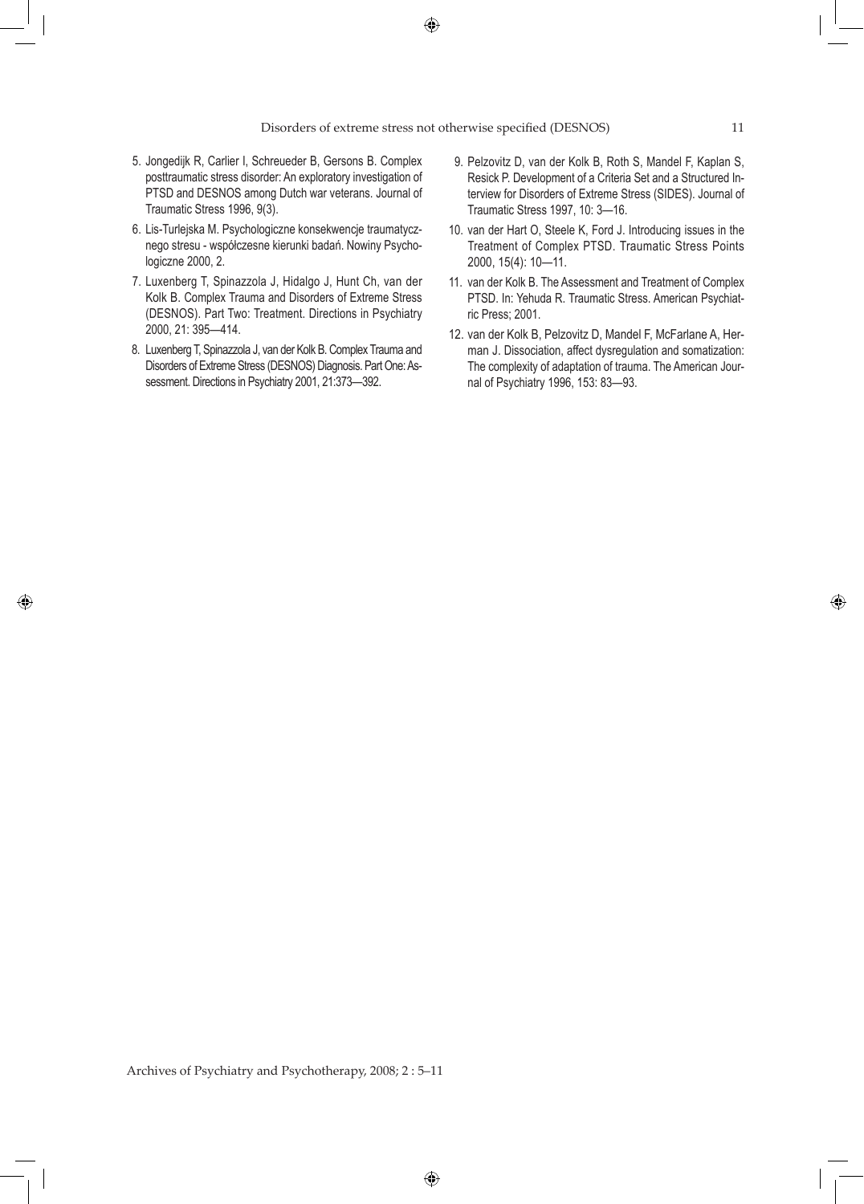5. Jongedijk R, Carlier I, Schreueder B, Gersons B. Complex posttraumatic stress disorder: An exploratory investigation of PTSD and DESNOS among Dutch war veterans. Journal of Traumatic Stress 1996, 9(3).
6. Lis-Turlejska M. Psychologiczne konsekwencje traumatycznego stresu - współczesne kierunki badań. Nowiny Psychologiczne 2000, 2.
7. Luxenberg T, Spinazzola J, Hidalgo J, Hunt Ch, van der Kolk B. Complex Trauma and Disorders of Extreme Stress (DESNOS). Part Two: Treatment. Directions in Psychiatry 2000, 21: 395—414.
8. Luxenberg T, Spinazzola J, van der Kolk B. Complex Trauma and Disorders of Extreme Stress (DESNOS) Diagnosis. Part One: Assessment. Directions in Psychiatry 2001, 21:373—392.
9. Pelzovitz D, van der Kolk B, Roth S, Mandel F, Kaplan S, Resick P. Development of a Criteria Set and a Structured Interview for Disorders of Extreme Stress (SIDES). Journal of Traumatic Stress 1997, 10: 3—16.
10. van der Hart O, Steele K, Ford J. Introducing issues in the Treatment of Complex PTSD. Traumatic Stress Points 2000, 15(4): 10—11.
11. van der Kolk B. The Assessment and Treatment of Complex PTSD. In: Yehuda R. Traumatic Stress. American Psychiatric Press; 2001.
12. van der Kolk B, Pelzovitz D, Mandel F, McFarlane A, Herman J. Dissociation, affect dysregulation and somatization: The complexity of adaptation of trauma. The American Journal of Psychiatry 1996, 153: 83—93.